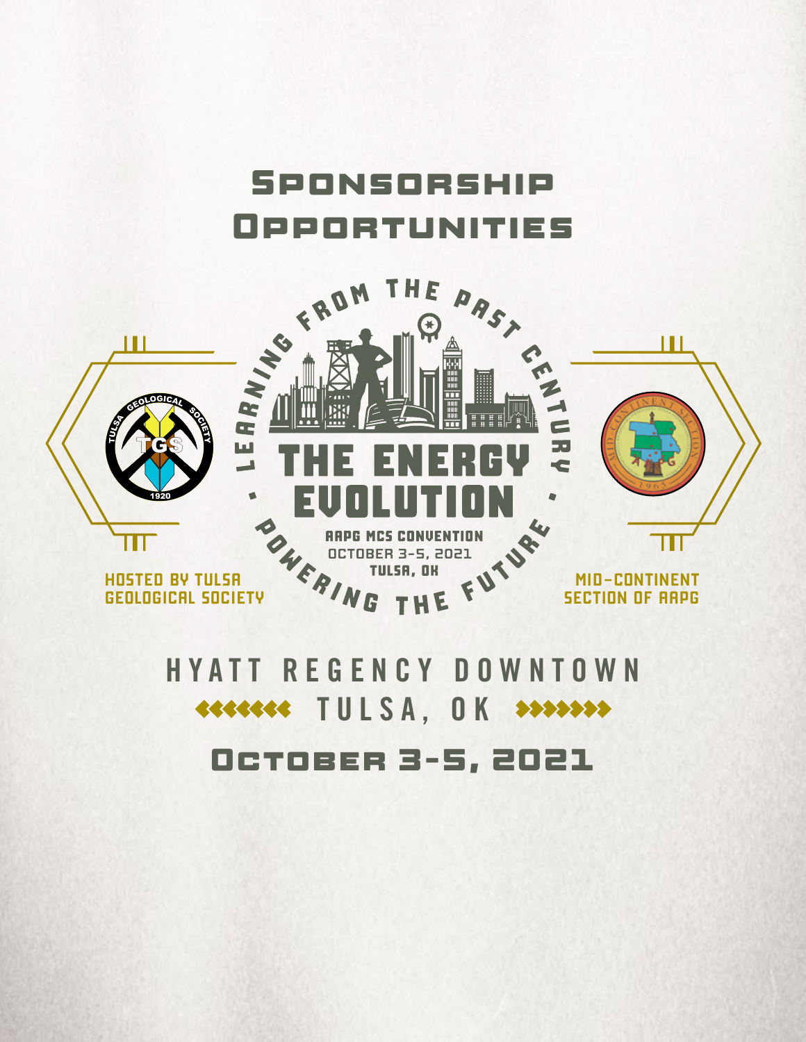# Sponsorship Opportunities

LEARNING FROM THE PAST CENTURY

THE ENERGY EVOLUTION

POWERING THE FUTURE

AAPG MCS CONVENTION
OCTOBER 3-5, 2021
TULSA, OK

HOSTED BY TULSA GEOLOGICAL SOCIETY

MID-CONTINENT SECTION OF AAPG

## HYATT REGENCY DOWNTOWN

## TULSA, OK

## October 3-5, 2021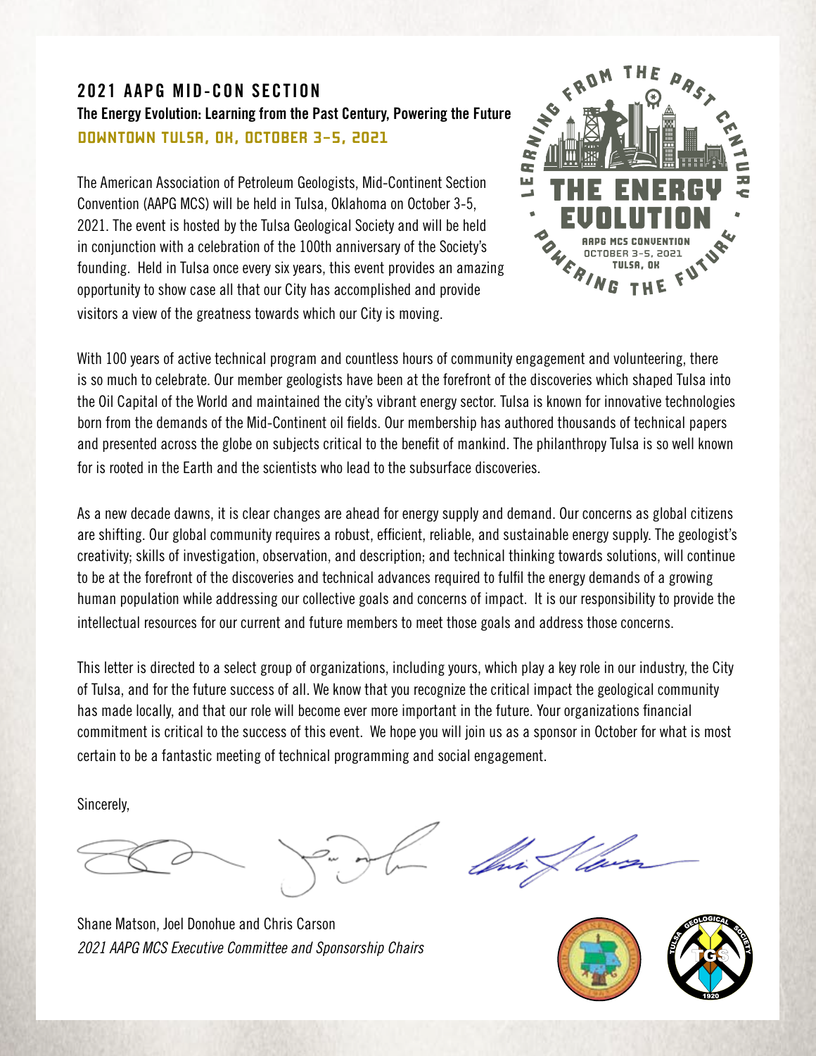## 2021 AAPG MID-CON SECTION

**The Energy Evolution: Learning from the Past Century, Powering the Future**

**DOWNTOWN TULSA, OK, OCTOBER 3–5, 2021**

The American Association of Petroleum Geologists, Mid-Continent Section Convention (AAPG MCS) will be held in Tulsa, Oklahoma on October 3-5, 2021. The event is hosted by the Tulsa Geological Society and will be held in conjunction with a celebration of the 100th anniversary of the Society's founding. Held in Tulsa once every six years, this event provides an amazing opportunity to show case all that our City has accomplished and provide visitors a view of the greatness towards which our City is moving.

With 100 years of active technical program and countless hours of community engagement and volunteering, there is so much to celebrate. Our member geologists have been at the forefront of the discoveries which shaped Tulsa into the Oil Capital of the World and maintained the city's vibrant energy sector. Tulsa is known for innovative technologies born from the demands of the Mid-Continent oil fields. Our membership has authored thousands of technical papers and presented across the globe on subjects critical to the benefit of mankind. The philanthropy Tulsa is so well known for is rooted in the Earth and the scientists who lead to the subsurface discoveries.

As a new decade dawns, it is clear changes are ahead for energy supply and demand. Our concerns as global citizens are shifting. Our global community requires a robust, efficient, reliable, and sustainable energy supply. The geologist's creativity; skills of investigation, observation, and description; and technical thinking towards solutions, will continue to be at the forefront of the discoveries and technical advances required to fulfil the energy demands of a growing human population while addressing our collective goals and concerns of impact. It is our responsibility to provide the intellectual resources for our current and future members to meet those goals and address those concerns.

This letter is directed to a select group of organizations, including yours, which play a key role in our industry, the City of Tulsa, and for the future success of all. We know that you recognize the critical impact the geological community has made locally, and that our role will become ever more important in the future. Your organizations financial commitment is critical to the success of this event. We hope you will join us as a sponsor in October for what is most certain to be a fantastic meeting of technical programming and social engagement.

Sincerely,

Shane Matson, Joel Donohue and Chris Carson

*2021 AAPG MCS Executive Committee and Sponsorship Chairs*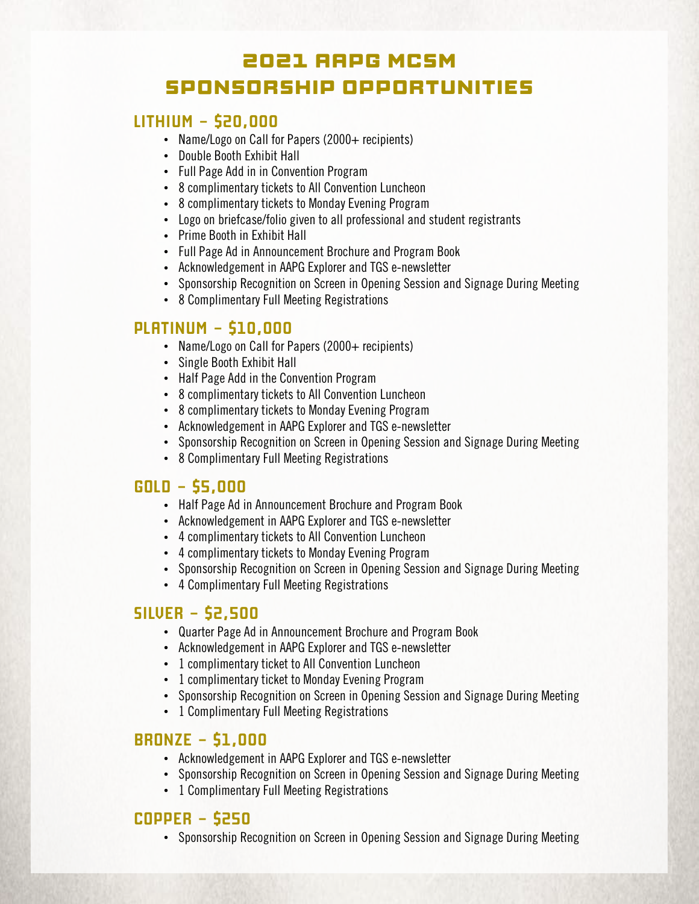# 2021 AAPG MCSM SPONSORSHIP OPPORTUNITIES

## LITHIUM – $20,000

- Name/Logo on Call for Papers (2000+ recipients)
- Double Booth Exhibit Hall
- Full Page Add in in Convention Program
- 8 complimentary tickets to All Convention Luncheon
- 8 complimentary tickets to Monday Evening Program
- Logo on briefcase/folio given to all professional and student registrants
- Prime Booth in Exhibit Hall
- Full Page Ad in Announcement Brochure and Program Book
- Acknowledgement in AAPG Explorer and TGS e-newsletter
- Sponsorship Recognition on Screen in Opening Session and Signage During Meeting
- 8 Complimentary Full Meeting Registrations

## PLATINUM – $10,000

- Name/Logo on Call for Papers (2000+ recipients)
- Single Booth Exhibit Hall
- Half Page Add in the Convention Program
- 8 complimentary tickets to All Convention Luncheon
- 8 complimentary tickets to Monday Evening Program
- Acknowledgement in AAPG Explorer and TGS e-newsletter
- Sponsorship Recognition on Screen in Opening Session and Signage During Meeting
- 8 Complimentary Full Meeting Registrations

## GOLD – $5,000

- Half Page Ad in Announcement Brochure and Program Book
- Acknowledgement in AAPG Explorer and TGS e-newsletter
- 4 complimentary tickets to All Convention Luncheon
- 4 complimentary tickets to Monday Evening Program
- Sponsorship Recognition on Screen in Opening Session and Signage During Meeting
- 4 Complimentary Full Meeting Registrations

## SILVER – $2,500

- Quarter Page Ad in Announcement Brochure and Program Book
- Acknowledgement in AAPG Explorer and TGS e-newsletter
- 1 complimentary ticket to All Convention Luncheon
- 1 complimentary ticket to Monday Evening Program
- Sponsorship Recognition on Screen in Opening Session and Signage During Meeting
- 1 Complimentary Full Meeting Registrations

## BRONZE – $1,000

- Acknowledgement in AAPG Explorer and TGS e-newsletter
- Sponsorship Recognition on Screen in Opening Session and Signage During Meeting
- 1 Complimentary Full Meeting Registrations

## COPPER – $250

- Sponsorship Recognition on Screen in Opening Session and Signage During Meeting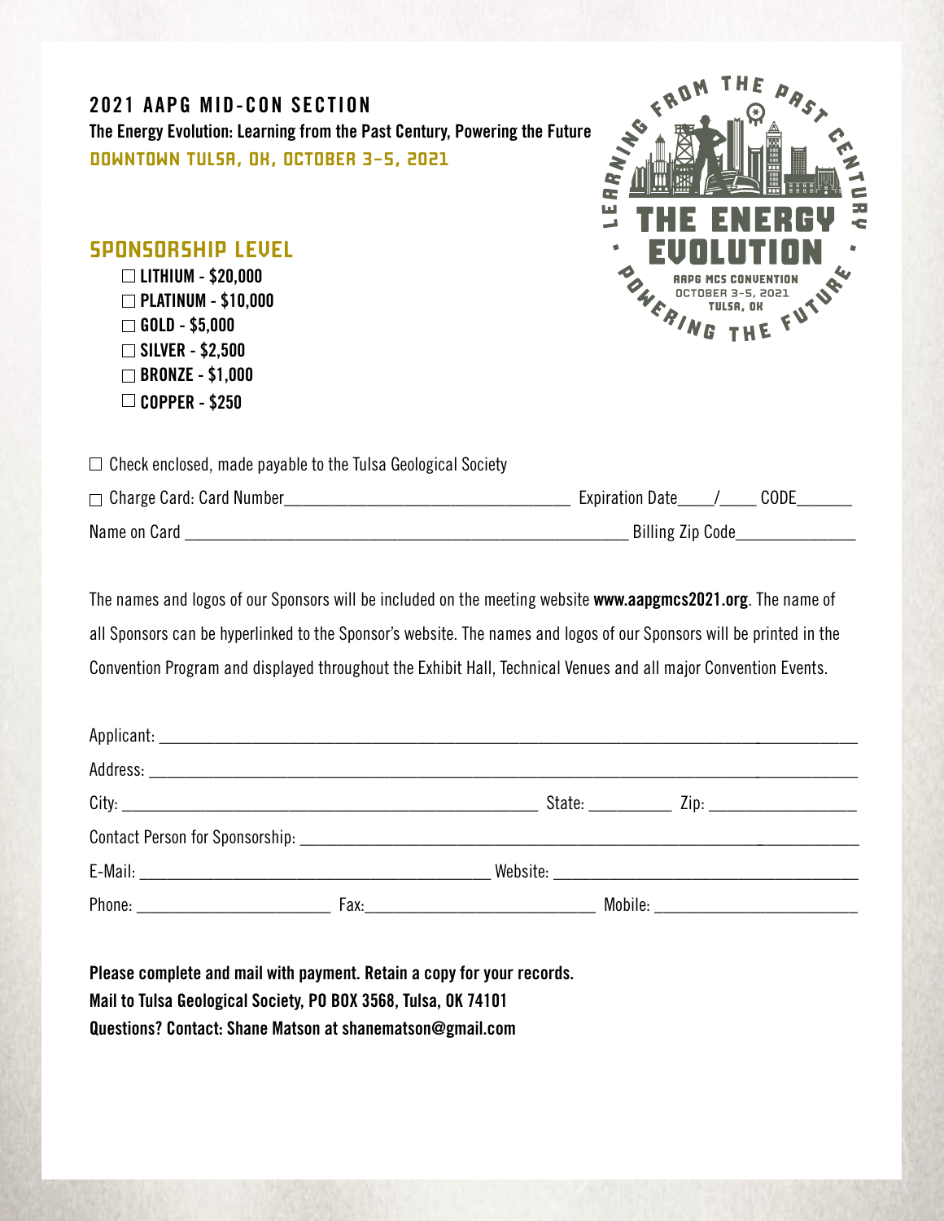## 2021 AAPG MID-CON SECTION

**The Energy Evolution: Learning from the Past Century, Powering the Future**

DOWNTOWN TULSA, OK, OCTOBER 3–5, 2021

LEARNING FROM THE PAST CENTURY • THE ENERGY EVOLUTION • POWERING THE FUTURE

AAPG MCS CONVENTION
OCTOBER 3-5, 2021
TULSA, OK

### SPONSORSHIP LEVEL

- ☐ **LITHIUM - $20,000**
- ☐ **PLATINUM - $10,000**
- ☐ **GOLD - $5,000**
- ☐ **SILVER - $2,500**
- ☐ **BRONZE - $1,000**
- ☐ **COPPER - $250**

☐ Check enclosed, made payable to the Tulsa Geological Society

☐ Charge Card: Card Number________________________________ Expiration Date____/____ CODE______

Name on Card ________________________________________________ Billing Zip Code_____________

The names and logos of our Sponsors will be included on the meeting website **www.aapgmcs2021.org**. The name of all Sponsors can be hyperlinked to the Sponsor's website. The names and logos of our Sponsors will be printed in the Convention Program and displayed throughout the Exhibit Hall, Technical Venues and all major Convention Events.

Applicant: ______________________________________________________________________

Address: ______________________________________________________________________

City: ____________________________________________ State: _________ Zip: _________________

Contact Person for Sponsorship: _____________________________________________________

E-Mail: ______________________________________ Website: __________________________________

Phone: ______________________ Fax:__________________________ Mobile: _______________________

**Please complete and mail with payment. Retain a copy for your records.**
**Mail to Tulsa Geological Society, PO BOX 3568, Tulsa, OK 74101**
**Questions? Contact: Shane Matson at shanematson@gmail.com**